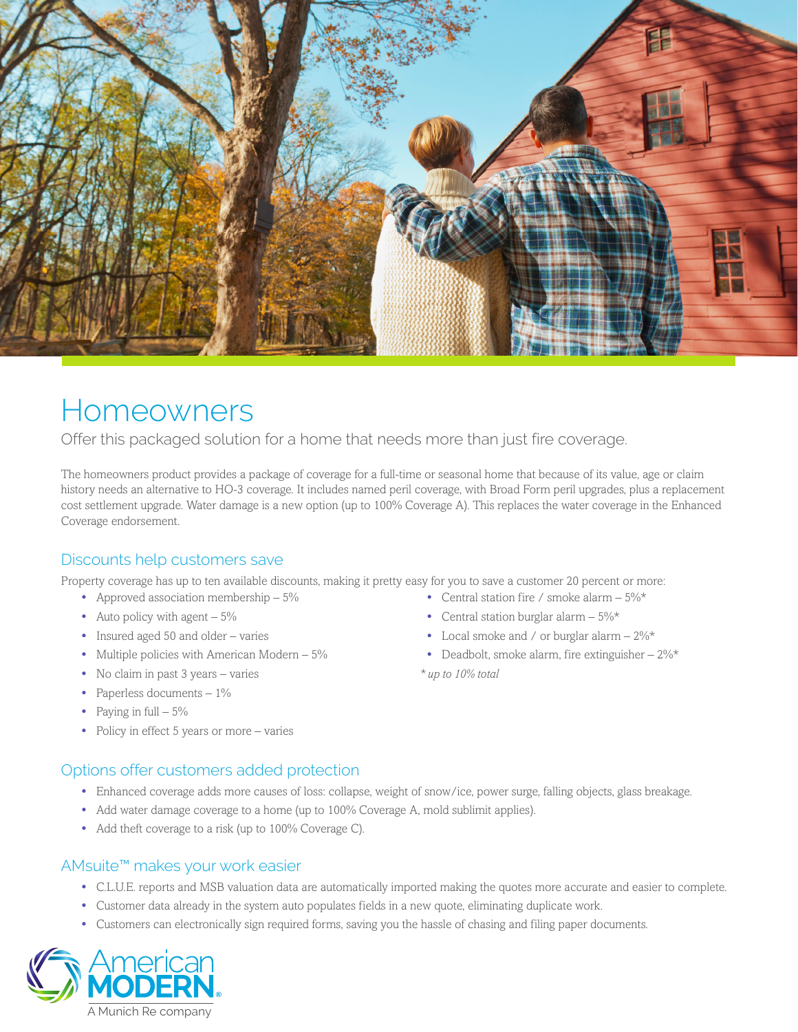# Homeowners

Offer this packaged solution for a home that needs more than just fire coverage.

The homeowners product provides a package of coverage for a full-time or seasonal home that because of its value, age or claim history needs an alternative to HO-3 coverage. It includes named peril coverage, with Broad Form peril upgrades, plus a replacement cost settlement upgrade. Water damage is a new option (up to 100% Coverage A). This replaces the water coverage in the Enhanced Coverage endorsement.

## Discounts help customers save

Property coverage has up to ten available discounts, making it pretty easy for you to save a customer 20 percent or more:

- Approved association membership – 5%
- Auto policy with agent – 5%
- Insured aged 50 and older – varies
- Multiple policies with American Modern – 5%
- No claim in past 3 years – varies
- Paperless documents – 1%
- Paying in full – 5%
- Policy in effect 5 years or more – varies
- Central station fire / smoke alarm – 5%*
- Central station burglar alarm – 5%*
- Local smoke and / or burglar alarm – 2%*
- Deadbolt, smoke alarm, fire extinguisher – 2%*

*\* up to 10% total*

## Options offer customers added protection

- Enhanced coverage adds more causes of loss: collapse, weight of snow/ice, power surge, falling objects, glass breakage.
- Add water damage coverage to a home (up to 100% Coverage A, mold sublimit applies).
- Add theft coverage to a risk (up to 100% Coverage C).

## AMsuite™ makes your work easier

- C.L.U.E. reports and MSB valuation data are automatically imported making the quotes more accurate and easier to complete.
- Customer data already in the system auto populates fields in a new quote, eliminating duplicate work.
- Customers can electronically sign required forms, saving you the hassle of chasing and filing paper documents.

American MODERN®
A Munich Re company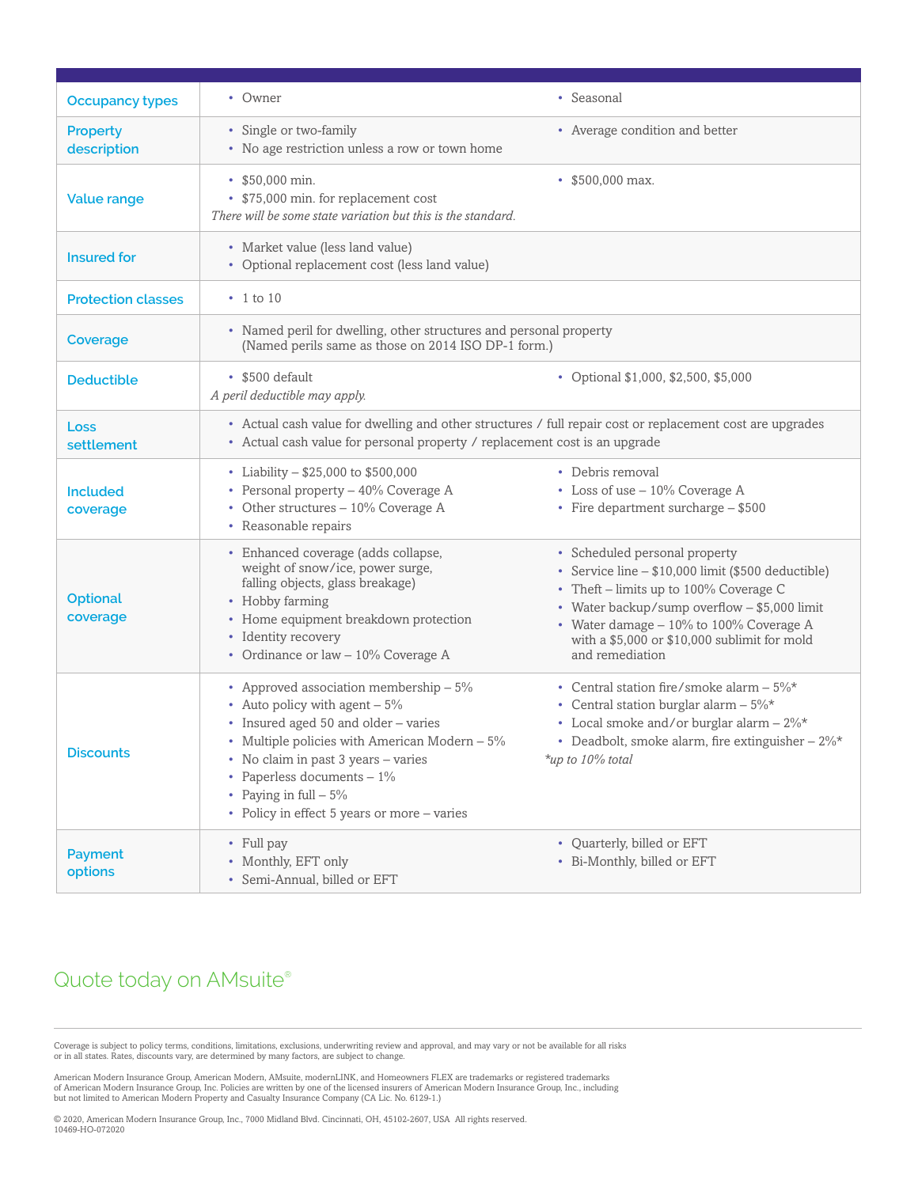| | | |
|---|---|---|
| Occupancy types | • Owner | • Seasonal |
| Property description | • Single or two-family<br>• No age restriction unless a row or town home | • Average condition and better |
| Value range | • $50,000 min.<br>• $75,000 min. for replacement cost<br>*There will be some state variation but this is the standard.* | • $500,000 max. |
| Insured for | • Market value (less land value)<br>• Optional replacement cost (less land value) | |
| Protection classes | • 1 to 10 | |
| Coverage | • Named peril for dwelling, other structures and personal property (Named perils same as those on 2014 ISO DP-1 form.) | |
| Deductible | • $500 default<br>*A peril deductible may apply.* | • Optional $1,000, $2,500, $5,000 |
| Loss settlement | • Actual cash value for dwelling and other structures / full repair cost or replacement cost are upgrades<br>• Actual cash value for personal property / replacement cost is an upgrade | |
| Included coverage | • Liability – $25,000 to $500,000<br>• Personal property – 40% Coverage A<br>• Other structures – 10% Coverage A<br>• Reasonable repairs | • Debris removal<br>• Loss of use – 10% Coverage A<br>• Fire department surcharge – $500 |
| Optional coverage | • Enhanced coverage (adds collapse, weight of snow/ice, power surge, falling objects, glass breakage)<br>• Hobby farming<br>• Home equipment breakdown protection<br>• Identity recovery<br>• Ordinance or law – 10% Coverage A | • Scheduled personal property<br>• Service line – $10,000 limit ($500 deductible)<br>• Theft – limits up to 100% Coverage C<br>• Water backup/sump overflow – $5,000 limit<br>• Water damage – 10% to 100% Coverage A with a $5,000 or $10,000 sublimit for mold and remediation |
| Discounts | • Approved association membership – 5%<br>• Auto policy with agent – 5%<br>• Insured aged 50 and older – varies<br>• Multiple policies with American Modern – 5%<br>• No claim in past 3 years – varies<br>• Paperless documents – 1%<br>• Paying in full – 5%<br>• Policy in effect 5 years or more – varies | • Central station fire/smoke alarm – 5%*<br>• Central station burglar alarm – 5%*<br>• Local smoke and/or burglar alarm – 2%*<br>• Deadbolt, smoke alarm, fire extinguisher – 2%*<br>*\*up to 10% total* |
| Payment options | • Full pay<br>• Monthly, EFT only<br>• Semi-Annual, billed or EFT | • Quarterly, billed or EFT<br>• Bi-Monthly, billed or EFT |

## Quote today on AMsuite®

Coverage is subject to policy terms, conditions, limitations, exclusions, underwriting review and approval, and may vary or not be available for all risks or in all states. Rates, discounts vary, are determined by many factors, are subject to change.

American Modern Insurance Group, American Modern, AMsuite, modernLINK, and Homeowners FLEX are trademarks or registered trademarks of American Modern Insurance Group, Inc. Policies are written by one of the licensed insurers of American Modern Insurance Group, Inc., including but not limited to American Modern Property and Casualty Insurance Company (CA Lic. No. 6129-1.)

© 2020, American Modern Insurance Group, Inc., 7000 Midland Blvd. Cincinnati, OH, 45102-2607, USA All rights reserved.
10469-HO-072020